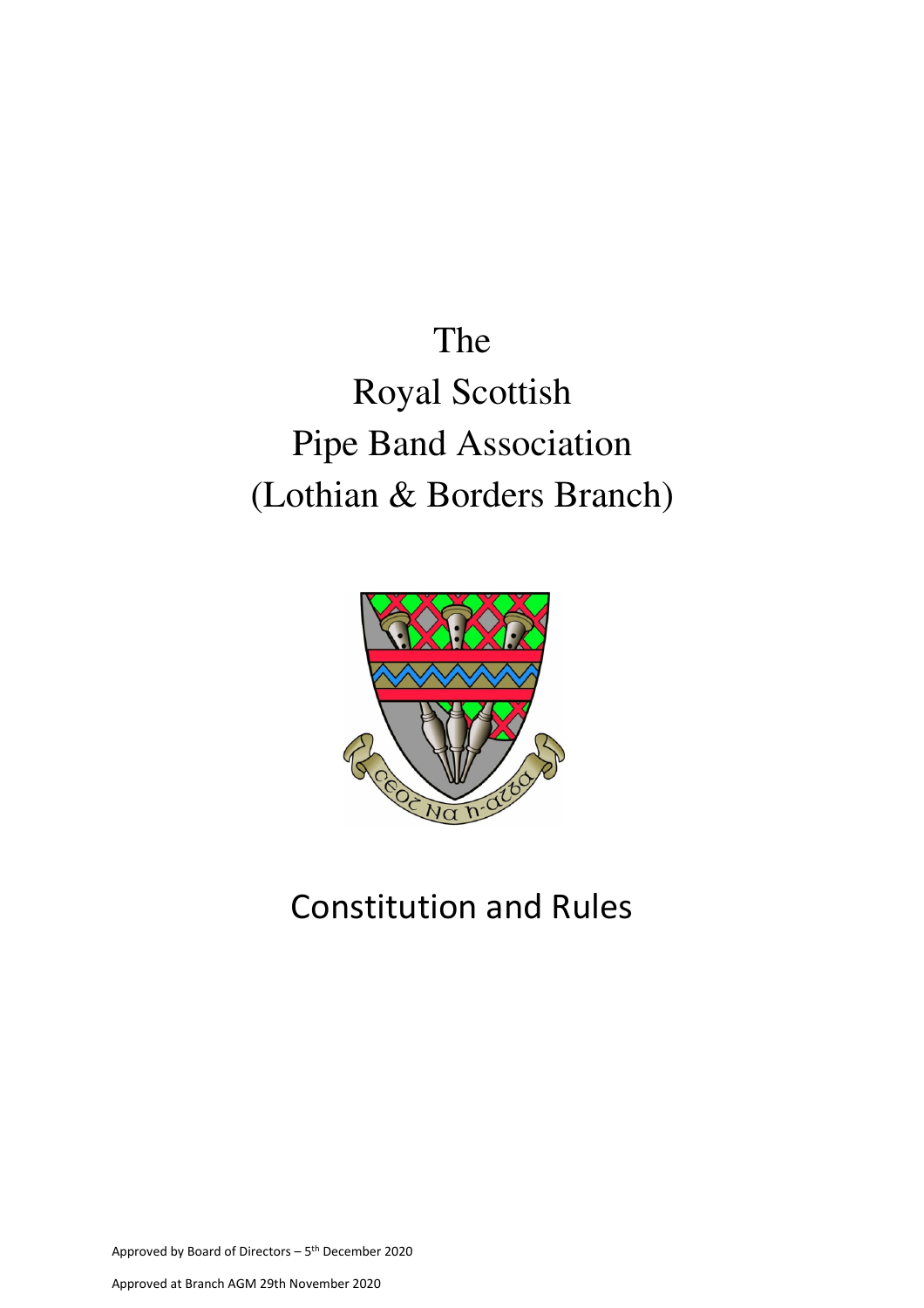# The Royal Scottish Pipe Band Association (Lothian & Borders Branch)

## Constitution and Rules

Approved by Board of Directors – 5th December 2020

Approved at Branch AGM 29th November 2020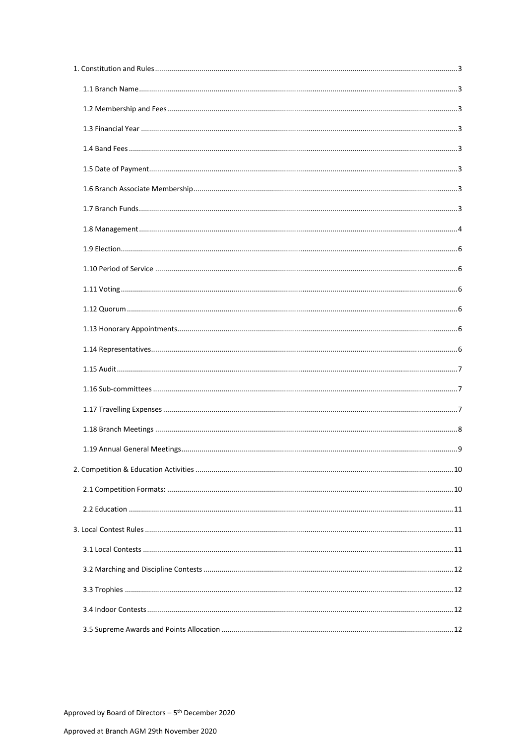1. Constitution and Rules ..... 3
   - 1.1 Branch Name ..... 3
   - 1.2 Membership and Fees ..... 3
   - 1.3 Financial Year ..... 3
   - 1.4 Band Fees ..... 3
   - 1.5 Date of Payment ..... 3
   - 1.6 Branch Associate Membership ..... 3
   - 1.7 Branch Funds ..... 3
   - 1.8 Management ..... 4
   - 1.9 Election ..... 6
   - 1.10 Period of Service ..... 6
   - 1.11 Voting ..... 6
   - 1.12 Quorum ..... 6
   - 1.13 Honorary Appointments ..... 6
   - 1.14 Representatives ..... 6
   - 1.15 Audit ..... 7
   - 1.16 Sub-committees ..... 7
   - 1.17 Travelling Expenses ..... 7
   - 1.18 Branch Meetings ..... 8
   - 1.19 Annual General Meetings ..... 9
2. Competition & Education Activities ..... 10
   - 2.1 Competition Formats: ..... 10
   - 2.2 Education ..... 11
3. Local Contest Rules ..... 11
   - 3.1 Local Contests ..... 11
   - 3.2 Marching and Discipline Contests ..... 12
   - 3.3 Trophies ..... 12
   - 3.4 Indoor Contests ..... 12
   - 3.5 Supreme Awards and Points Allocation ..... 12

Approved by Board of Directors – 5th December 2020

Approved at Branch AGM 29th November 2020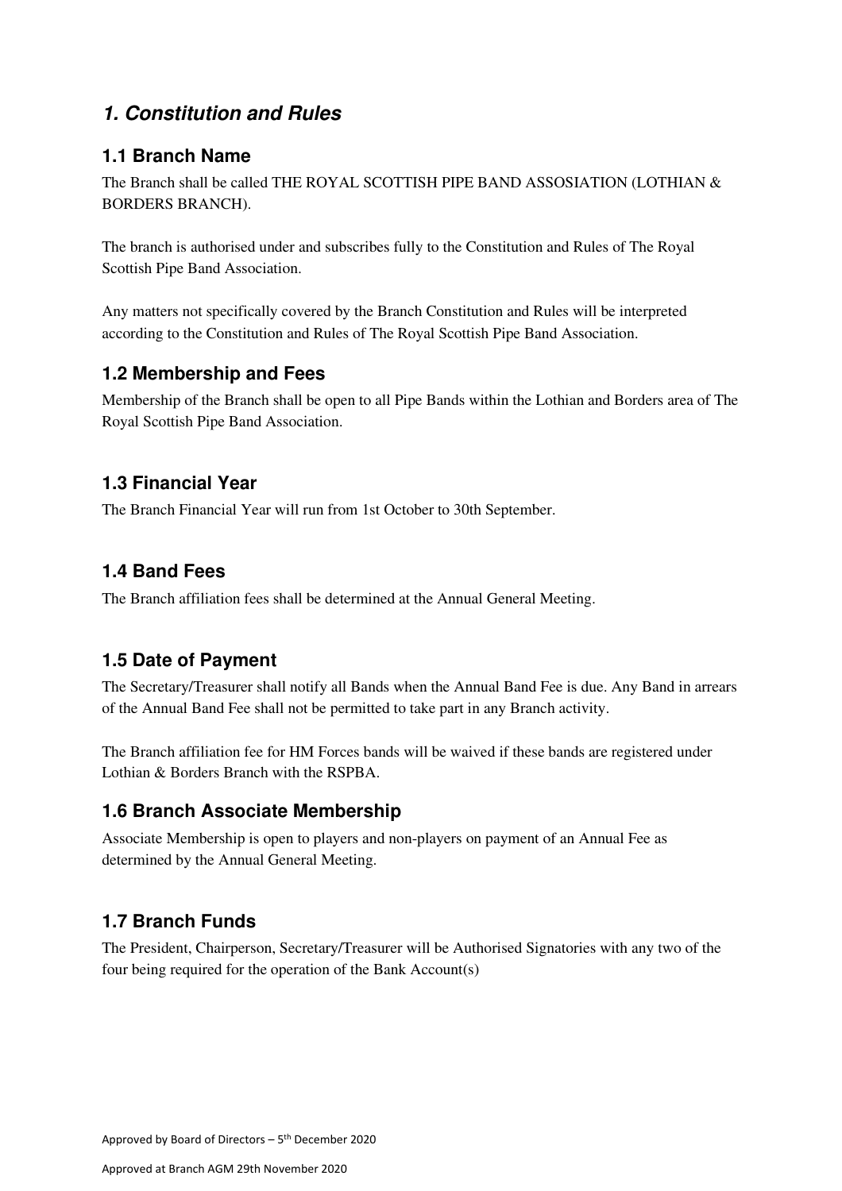## *1. Constitution and Rules*

### 1.1 Branch Name

The Branch shall be called THE ROYAL SCOTTISH PIPE BAND ASSOSIATION (LOTHIAN & BORDERS BRANCH).

The branch is authorised under and subscribes fully to the Constitution and Rules of The Royal Scottish Pipe Band Association.

Any matters not specifically covered by the Branch Constitution and Rules will be interpreted according to the Constitution and Rules of The Royal Scottish Pipe Band Association.

### 1.2 Membership and Fees

Membership of the Branch shall be open to all Pipe Bands within the Lothian and Borders area of The Royal Scottish Pipe Band Association.

### 1.3 Financial Year

The Branch Financial Year will run from 1st October to 30th September.

### 1.4 Band Fees

The Branch affiliation fees shall be determined at the Annual General Meeting.

### 1.5 Date of Payment

The Secretary/Treasurer shall notify all Bands when the Annual Band Fee is due. Any Band in arrears of the Annual Band Fee shall not be permitted to take part in any Branch activity.

The Branch affiliation fee for HM Forces bands will be waived if these bands are registered under Lothian & Borders Branch with the RSPBA.

### 1.6 Branch Associate Membership

Associate Membership is open to players and non-players on payment of an Annual Fee as determined by the Annual General Meeting.

### 1.7 Branch Funds

The President, Chairperson, Secretary/Treasurer will be Authorised Signatories with any two of the four being required for the operation of the Bank Account(s)

Approved by Board of Directors – 5th December 2020

Approved at Branch AGM 29th November 2020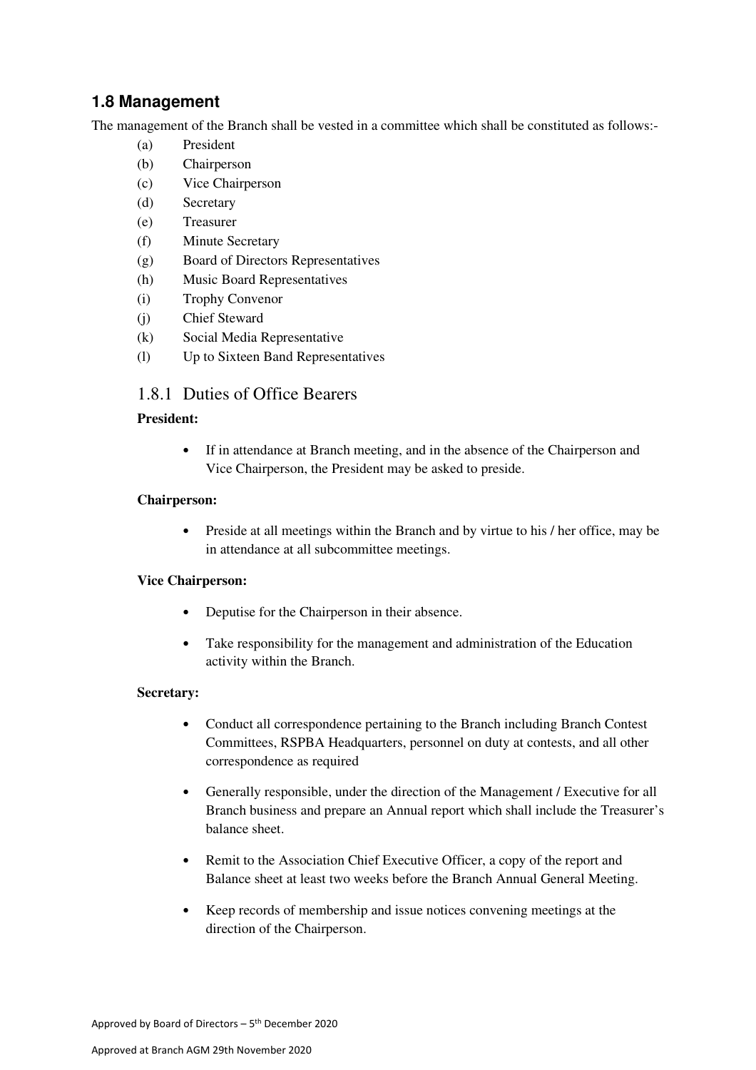## 1.8 Management

The management of the Branch shall be vested in a committee which shall be constituted as follows:-

(a) President
(b) Chairperson
(c) Vice Chairperson
(d) Secretary
(e) Treasurer
(f) Minute Secretary
(g) Board of Directors Representatives
(h) Music Board Representatives
(i) Trophy Convenor
(j) Chief Steward
(k) Social Media Representative
(l) Up to Sixteen Band Representatives

### 1.8.1 Duties of Office Bearers

**President:**

- If in attendance at Branch meeting, and in the absence of the Chairperson and Vice Chairperson, the President may be asked to preside.

**Chairperson:**

- Preside at all meetings within the Branch and by virtue to his / her office, may be in attendance at all subcommittee meetings.

**Vice Chairperson:**

- Deputise for the Chairperson in their absence.
- Take responsibility for the management and administration of the Education activity within the Branch.

**Secretary:**

- Conduct all correspondence pertaining to the Branch including Branch Contest Committees, RSPBA Headquarters, personnel on duty at contests, and all other correspondence as required
- Generally responsible, under the direction of the Management / Executive for all Branch business and prepare an Annual report which shall include the Treasurer's balance sheet.
- Remit to the Association Chief Executive Officer, a copy of the report and Balance sheet at least two weeks before the Branch Annual General Meeting.
- Keep records of membership and issue notices convening meetings at the direction of the Chairperson.

Approved by Board of Directors – 5th December 2020

Approved at Branch AGM 29th November 2020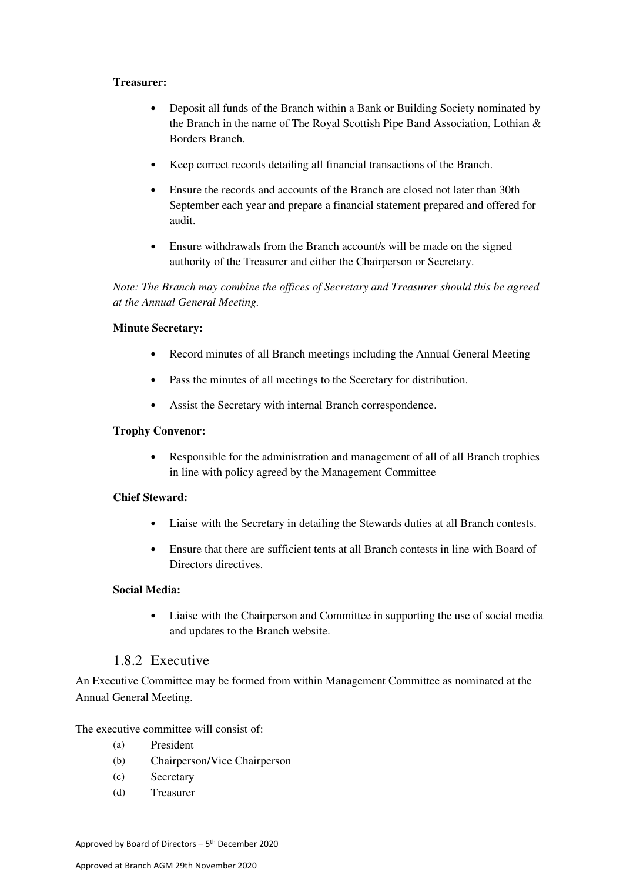**Treasurer:**

- Deposit all funds of the Branch within a Bank or Building Society nominated by the Branch in the name of The Royal Scottish Pipe Band Association, Lothian & Borders Branch.
- Keep correct records detailing all financial transactions of the Branch.
- Ensure the records and accounts of the Branch are closed not later than 30th September each year and prepare a financial statement prepared and offered for audit.
- Ensure withdrawals from the Branch account/s will be made on the signed authority of the Treasurer and either the Chairperson or Secretary.

*Note: The Branch may combine the offices of Secretary and Treasurer should this be agreed at the Annual General Meeting.*

**Minute Secretary:**

- Record minutes of all Branch meetings including the Annual General Meeting
- Pass the minutes of all meetings to the Secretary for distribution.
- Assist the Secretary with internal Branch correspondence.

**Trophy Convenor:**

- Responsible for the administration and management of all of all Branch trophies in line with policy agreed by the Management Committee

**Chief Steward:**

- Liaise with the Secretary in detailing the Stewards duties at all Branch contests.
- Ensure that there are sufficient tents at all Branch contests in line with Board of Directors directives.

**Social Media:**

- Liaise with the Chairperson and Committee in supporting the use of social media and updates to the Branch website.

### 1.8.2 Executive

An Executive Committee may be formed from within Management Committee as nominated at the Annual General Meeting.

The executive committee will consist of:

(a) President
(b) Chairperson/Vice Chairperson
(c) Secretary
(d) Treasurer

Approved by Board of Directors – 5th December 2020

Approved at Branch AGM 29th November 2020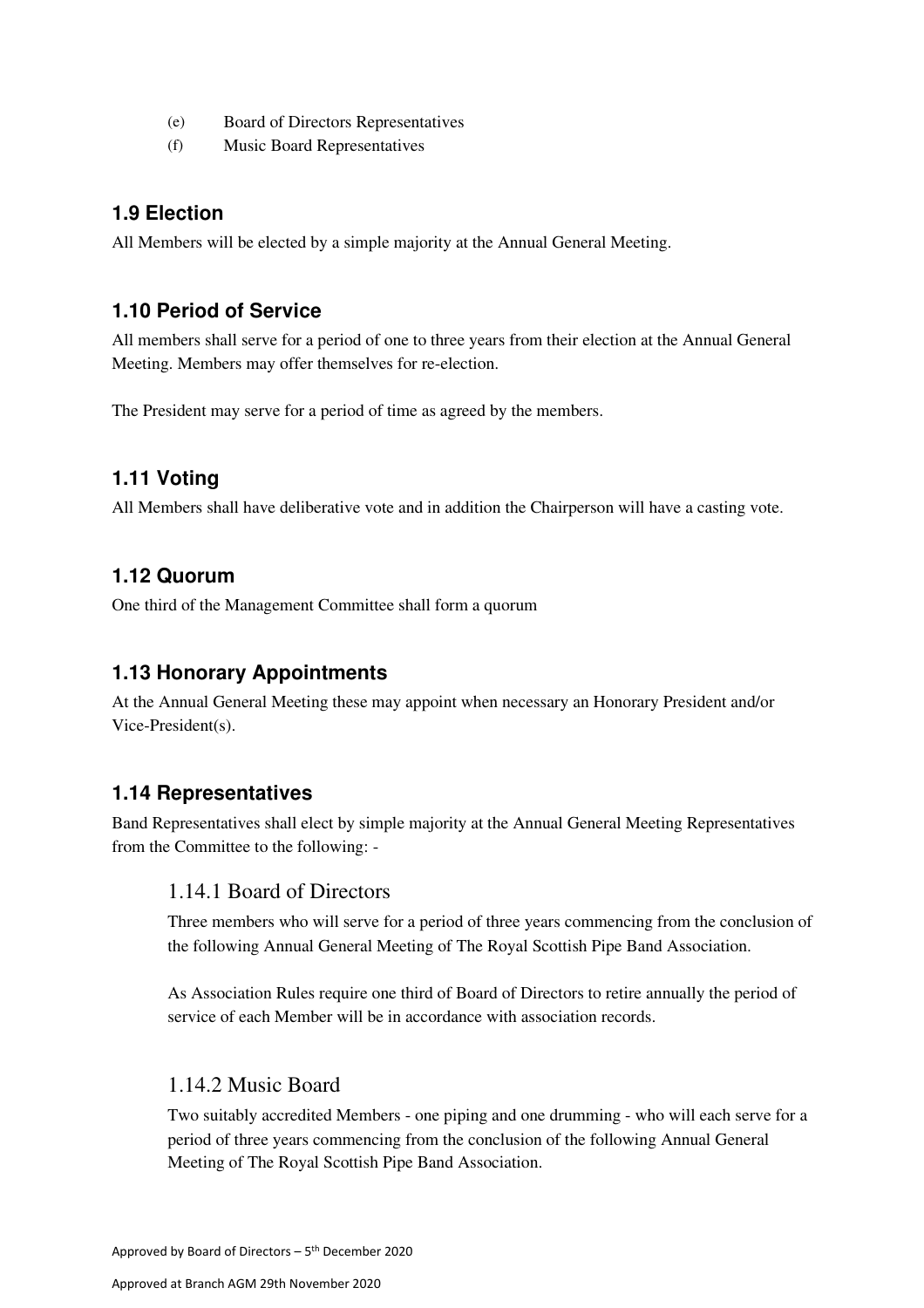(e) Board of Directors Representatives
(f) Music Board Representatives

## 1.9 Election

All Members will be elected by a simple majority at the Annual General Meeting.

## 1.10 Period of Service

All members shall serve for a period of one to three years from their election at the Annual General Meeting. Members may offer themselves for re-election.

The President may serve for a period of time as agreed by the members.

## 1.11 Voting

All Members shall have deliberative vote and in addition the Chairperson will have a casting vote.

## 1.12 Quorum

One third of the Management Committee shall form a quorum

## 1.13 Honorary Appointments

At the Annual General Meeting these may appoint when necessary an Honorary President and/or Vice-President(s).

## 1.14 Representatives

Band Representatives shall elect by simple majority at the Annual General Meeting Representatives from the Committee to the following: -

### 1.14.1 Board of Directors

Three members who will serve for a period of three years commencing from the conclusion of the following Annual General Meeting of The Royal Scottish Pipe Band Association.

As Association Rules require one third of Board of Directors to retire annually the period of service of each Member will be in accordance with association records.

### 1.14.2 Music Board

Two suitably accredited Members - one piping and one drumming - who will each serve for a period of three years commencing from the conclusion of the following Annual General Meeting of The Royal Scottish Pipe Band Association.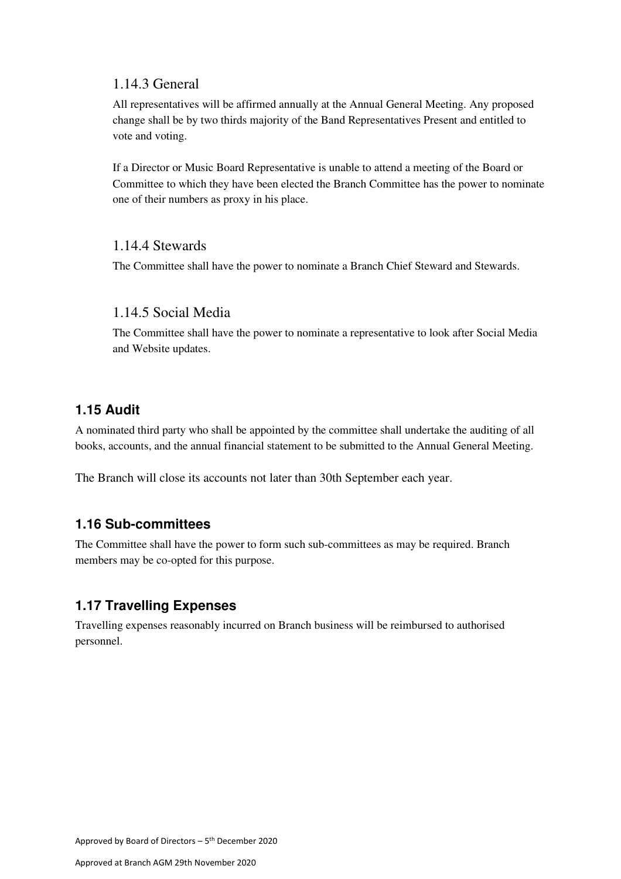### 1.14.3 General

All representatives will be affirmed annually at the Annual General Meeting. Any proposed change shall be by two thirds majority of the Band Representatives Present and entitled to vote and voting.

If a Director or Music Board Representative is unable to attend a meeting of the Board or Committee to which they have been elected the Branch Committee has the power to nominate one of their numbers as proxy in his place.

### 1.14.4 Stewards

The Committee shall have the power to nominate a Branch Chief Steward and Stewards.

### 1.14.5 Social Media

The Committee shall have the power to nominate a representative to look after Social Media and Website updates.

## 1.15 Audit

A nominated third party who shall be appointed by the committee shall undertake the auditing of all books, accounts, and the annual financial statement to be submitted to the Annual General Meeting.

The Branch will close its accounts not later than 30th September each year.

## 1.16 Sub-committees

The Committee shall have the power to form such sub-committees as may be required. Branch members may be co-opted for this purpose.

## 1.17 Travelling Expenses

Travelling expenses reasonably incurred on Branch business will be reimbursed to authorised personnel.

Approved by Board of Directors – 5th December 2020

Approved at Branch AGM 29th November 2020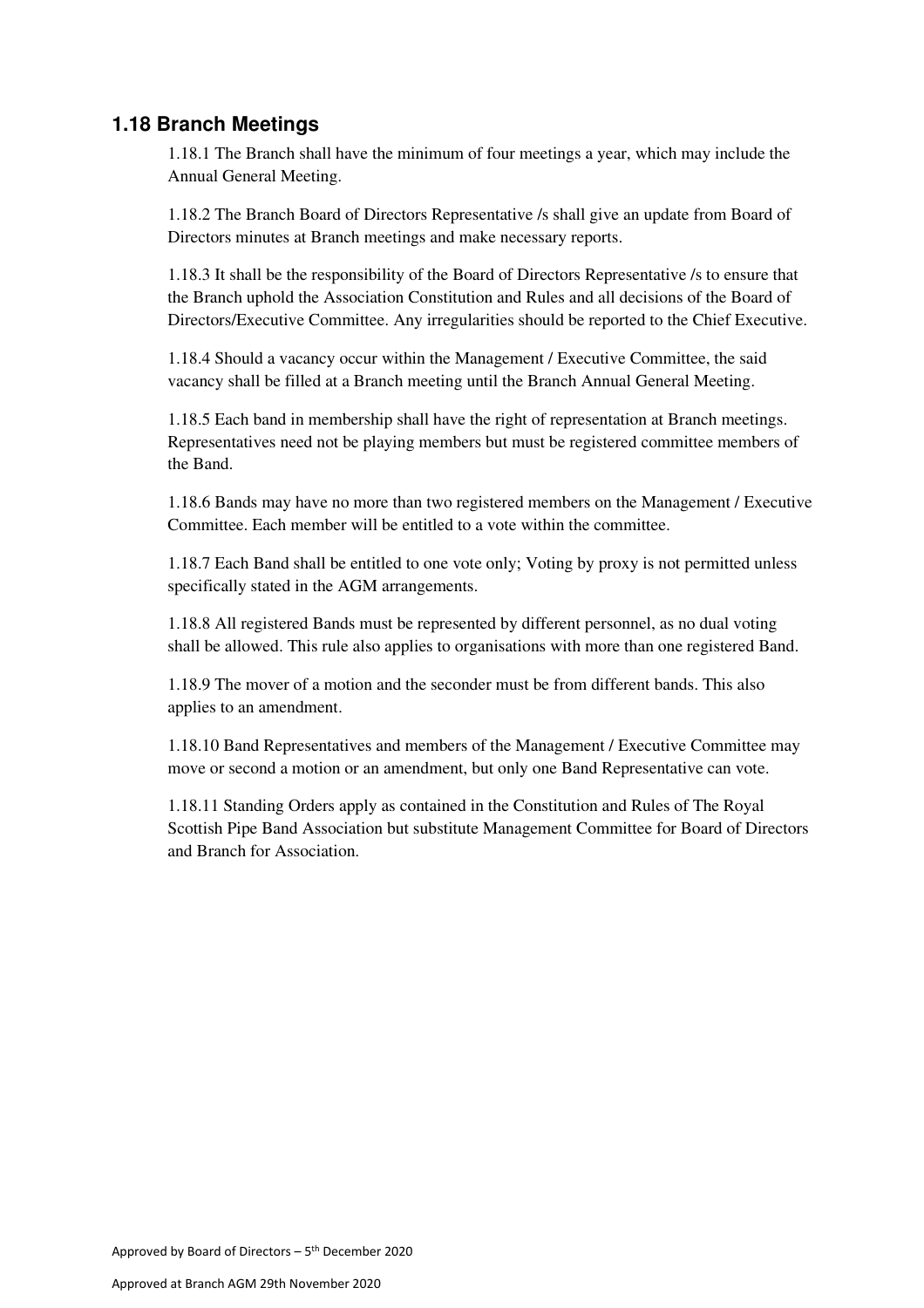## 1.18 Branch Meetings

1.18.1 The Branch shall have the minimum of four meetings a year, which may include the Annual General Meeting.

1.18.2 The Branch Board of Directors Representative /s shall give an update from Board of Directors minutes at Branch meetings and make necessary reports.

1.18.3 It shall be the responsibility of the Board of Directors Representative /s to ensure that the Branch uphold the Association Constitution and Rules and all decisions of the Board of Directors/Executive Committee. Any irregularities should be reported to the Chief Executive.

1.18.4 Should a vacancy occur within the Management / Executive Committee, the said vacancy shall be filled at a Branch meeting until the Branch Annual General Meeting.

1.18.5 Each band in membership shall have the right of representation at Branch meetings. Representatives need not be playing members but must be registered committee members of the Band.

1.18.6 Bands may have no more than two registered members on the Management / Executive Committee. Each member will be entitled to a vote within the committee.

1.18.7 Each Band shall be entitled to one vote only; Voting by proxy is not permitted unless specifically stated in the AGM arrangements.

1.18.8 All registered Bands must be represented by different personnel, as no dual voting shall be allowed. This rule also applies to organisations with more than one registered Band.

1.18.9 The mover of a motion and the seconder must be from different bands. This also applies to an amendment.

1.18.10 Band Representatives and members of the Management / Executive Committee may move or second a motion or an amendment, but only one Band Representative can vote.

1.18.11 Standing Orders apply as contained in the Constitution and Rules of The Royal Scottish Pipe Band Association but substitute Management Committee for Board of Directors and Branch for Association.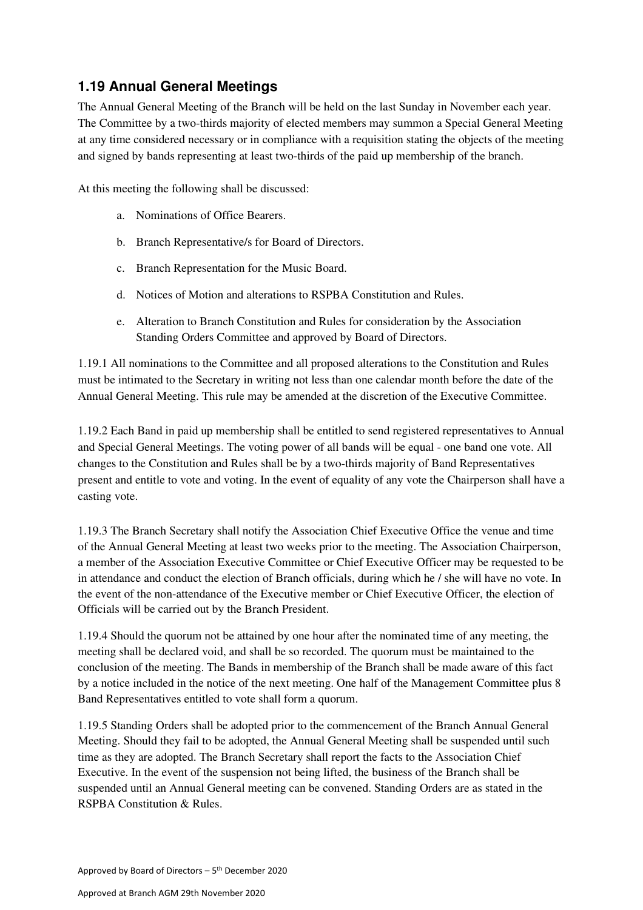## 1.19 Annual General Meetings

The Annual General Meeting of the Branch will be held on the last Sunday in November each year. The Committee by a two-thirds majority of elected members may summon a Special General Meeting at any time considered necessary or in compliance with a requisition stating the objects of the meeting and signed by bands representing at least two-thirds of the paid up membership of the branch.

At this meeting the following shall be discussed:

a. Nominations of Office Bearers.

b. Branch Representative/s for Board of Directors.

c. Branch Representation for the Music Board.

d. Notices of Motion and alterations to RSPBA Constitution and Rules.

e. Alteration to Branch Constitution and Rules for consideration by the Association Standing Orders Committee and approved by Board of Directors.

1.19.1 All nominations to the Committee and all proposed alterations to the Constitution and Rules must be intimated to the Secretary in writing not less than one calendar month before the date of the Annual General Meeting. This rule may be amended at the discretion of the Executive Committee.

1.19.2 Each Band in paid up membership shall be entitled to send registered representatives to Annual and Special General Meetings. The voting power of all bands will be equal - one band one vote. All changes to the Constitution and Rules shall be by a two-thirds majority of Band Representatives present and entitle to vote and voting. In the event of equality of any vote the Chairperson shall have a casting vote.

1.19.3 The Branch Secretary shall notify the Association Chief Executive Office the venue and time of the Annual General Meeting at least two weeks prior to the meeting. The Association Chairperson, a member of the Association Executive Committee or Chief Executive Officer may be requested to be in attendance and conduct the election of Branch officials, during which he / she will have no vote. In the event of the non-attendance of the Executive member or Chief Executive Officer, the election of Officials will be carried out by the Branch President.

1.19.4 Should the quorum not be attained by one hour after the nominated time of any meeting, the meeting shall be declared void, and shall be so recorded. The quorum must be maintained to the conclusion of the meeting. The Bands in membership of the Branch shall be made aware of this fact by a notice included in the notice of the next meeting. One half of the Management Committee plus 8 Band Representatives entitled to vote shall form a quorum.

1.19.5 Standing Orders shall be adopted prior to the commencement of the Branch Annual General Meeting. Should they fail to be adopted, the Annual General Meeting shall be suspended until such time as they are adopted. The Branch Secretary shall report the facts to the Association Chief Executive. In the event of the suspension not being lifted, the business of the Branch shall be suspended until an Annual General meeting can be convened. Standing Orders are as stated in the RSPBA Constitution & Rules.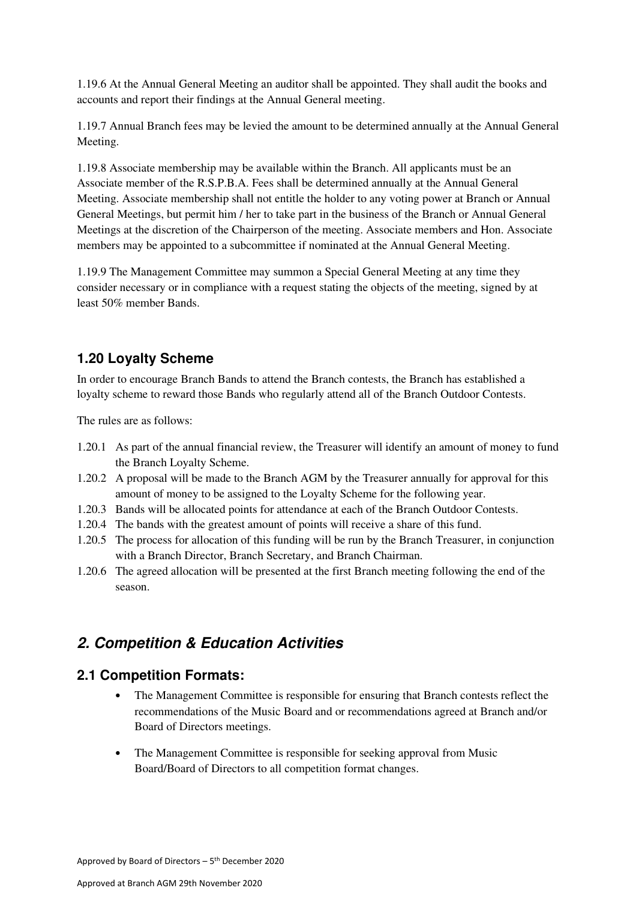1.19.6 At the Annual General Meeting an auditor shall be appointed. They shall audit the books and accounts and report their findings at the Annual General meeting.

1.19.7 Annual Branch fees may be levied the amount to be determined annually at the Annual General Meeting.

1.19.8 Associate membership may be available within the Branch. All applicants must be an Associate member of the R.S.P.B.A. Fees shall be determined annually at the Annual General Meeting. Associate membership shall not entitle the holder to any voting power at Branch or Annual General Meetings, but permit him / her to take part in the business of the Branch or Annual General Meetings at the discretion of the Chairperson of the meeting. Associate members and Hon. Associate members may be appointed to a subcommittee if nominated at the Annual General Meeting.

1.19.9 The Management Committee may summon a Special General Meeting at any time they consider necessary or in compliance with a request stating the objects of the meeting, signed by at least 50% member Bands.

### 1.20 Loyalty Scheme

In order to encourage Branch Bands to attend the Branch contests, the Branch has established a loyalty scheme to reward those Bands who regularly attend all of the Branch Outdoor Contests.

The rules are as follows:

1.20.1 As part of the annual financial review, the Treasurer will identify an amount of money to fund the Branch Loyalty Scheme.

1.20.2 A proposal will be made to the Branch AGM by the Treasurer annually for approval for this amount of money to be assigned to the Loyalty Scheme for the following year.

1.20.3 Bands will be allocated points for attendance at each of the Branch Outdoor Contests.

1.20.4 The bands with the greatest amount of points will receive a share of this fund.

1.20.5 The process for allocation of this funding will be run by the Branch Treasurer, in conjunction with a Branch Director, Branch Secretary, and Branch Chairman.

1.20.6 The agreed allocation will be presented at the first Branch meeting following the end of the season.

## *2. Competition & Education Activities*

### 2.1 Competition Formats:

- The Management Committee is responsible for ensuring that Branch contests reflect the recommendations of the Music Board and or recommendations agreed at Branch and/or Board of Directors meetings.

- The Management Committee is responsible for seeking approval from Music Board/Board of Directors to all competition format changes.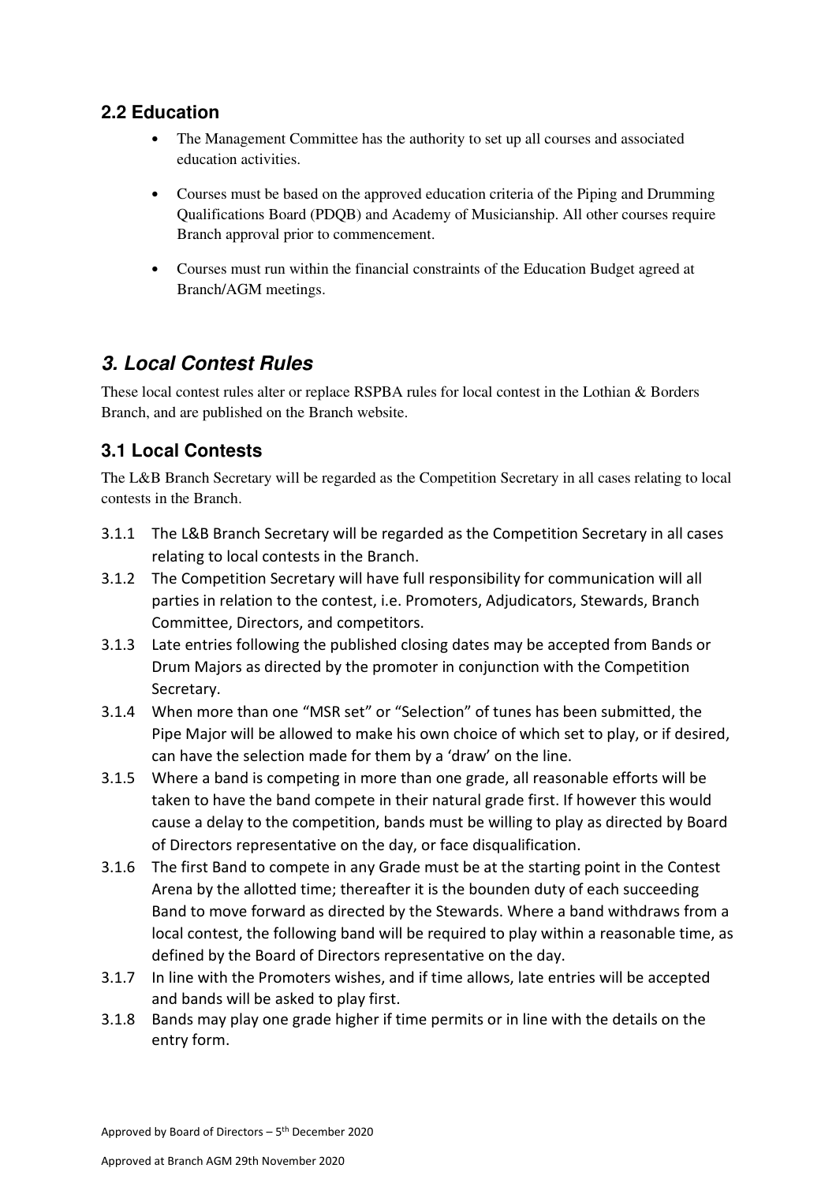## 2.2 Education

- The Management Committee has the authority to set up all courses and associated education activities.
- Courses must be based on the approved education criteria of the Piping and Drumming Qualifications Board (PDQB) and Academy of Musicianship. All other courses require Branch approval prior to commencement.
- Courses must run within the financial constraints of the Education Budget agreed at Branch/AGM meetings.

# *3. Local Contest Rules*

These local contest rules alter or replace RSPBA rules for local contest in the Lothian & Borders Branch, and are published on the Branch website.

## 3.1 Local Contests

The L&B Branch Secretary will be regarded as the Competition Secretary in all cases relating to local contests in the Branch.

3.1.1 The L&B Branch Secretary will be regarded as the Competition Secretary in all cases relating to local contests in the Branch.

3.1.2 The Competition Secretary will have full responsibility for communication will all parties in relation to the contest, i.e. Promoters, Adjudicators, Stewards, Branch Committee, Directors, and competitors.

3.1.3 Late entries following the published closing dates may be accepted from Bands or Drum Majors as directed by the promoter in conjunction with the Competition Secretary.

3.1.4 When more than one "MSR set" or "Selection" of tunes has been submitted, the Pipe Major will be allowed to make his own choice of which set to play, or if desired, can have the selection made for them by a 'draw' on the line.

3.1.5 Where a band is competing in more than one grade, all reasonable efforts will be taken to have the band compete in their natural grade first. If however this would cause a delay to the competition, bands must be willing to play as directed by Board of Directors representative on the day, or face disqualification.

3.1.6 The first Band to compete in any Grade must be at the starting point in the Contest Arena by the allotted time; thereafter it is the bounden duty of each succeeding Band to move forward as directed by the Stewards. Where a band withdraws from a local contest, the following band will be required to play within a reasonable time, as defined by the Board of Directors representative on the day.

3.1.7 In line with the Promoters wishes, and if time allows, late entries will be accepted and bands will be asked to play first.

3.1.8 Bands may play one grade higher if time permits or in line with the details on the entry form.

Approved by Board of Directors – 5th December 2020

Approved at Branch AGM 29th November 2020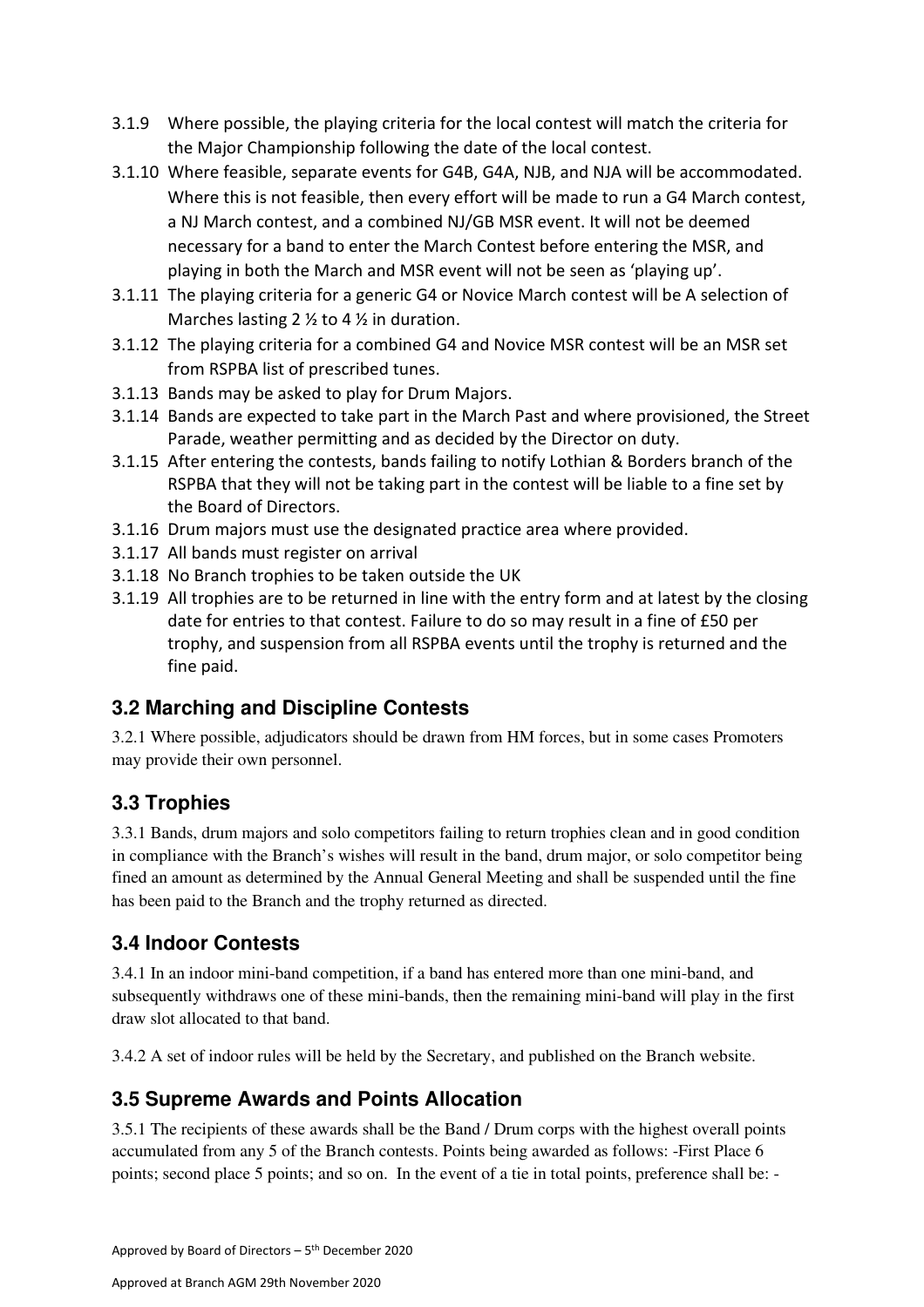3.1.9 Where possible, the playing criteria for the local contest will match the criteria for the Major Championship following the date of the local contest.

3.1.10 Where feasible, separate events for G4B, G4A, NJB, and NJA will be accommodated. Where this is not feasible, then every effort will be made to run a G4 March contest, a NJ March contest, and a combined NJ/GB MSR event. It will not be deemed necessary for a band to enter the March Contest before entering the MSR, and playing in both the March and MSR event will not be seen as 'playing up'.

3.1.11 The playing criteria for a generic G4 or Novice March contest will be A selection of Marches lasting 2 ½ to 4 ½ in duration.

3.1.12 The playing criteria for a combined G4 and Novice MSR contest will be an MSR set from RSPBA list of prescribed tunes.

3.1.13 Bands may be asked to play for Drum Majors.

3.1.14 Bands are expected to take part in the March Past and where provisioned, the Street Parade, weather permitting and as decided by the Director on duty.

3.1.15 After entering the contests, bands failing to notify Lothian & Borders branch of the RSPBA that they will not be taking part in the contest will be liable to a fine set by the Board of Directors.

3.1.16 Drum majors must use the designated practice area where provided.

3.1.17 All bands must register on arrival

3.1.18 No Branch trophies to be taken outside the UK

3.1.19 All trophies are to be returned in line with the entry form and at latest by the closing date for entries to that contest. Failure to do so may result in a fine of £50 per trophy, and suspension from all RSPBA events until the trophy is returned and the fine paid.

## 3.2 Marching and Discipline Contests

3.2.1 Where possible, adjudicators should be drawn from HM forces, but in some cases Promoters may provide their own personnel.

## 3.3 Trophies

3.3.1 Bands, drum majors and solo competitors failing to return trophies clean and in good condition in compliance with the Branch's wishes will result in the band, drum major, or solo competitor being fined an amount as determined by the Annual General Meeting and shall be suspended until the fine has been paid to the Branch and the trophy returned as directed.

## 3.4 Indoor Contests

3.4.1 In an indoor mini-band competition, if a band has entered more than one mini-band, and subsequently withdraws one of these mini-bands, then the remaining mini-band will play in the first draw slot allocated to that band.

3.4.2 A set of indoor rules will be held by the Secretary, and published on the Branch website.

## 3.5 Supreme Awards and Points Allocation

3.5.1 The recipients of these awards shall be the Band / Drum corps with the highest overall points accumulated from any 5 of the Branch contests. Points being awarded as follows: -First Place 6 points; second place 5 points; and so on. In the event of a tie in total points, preference shall be: -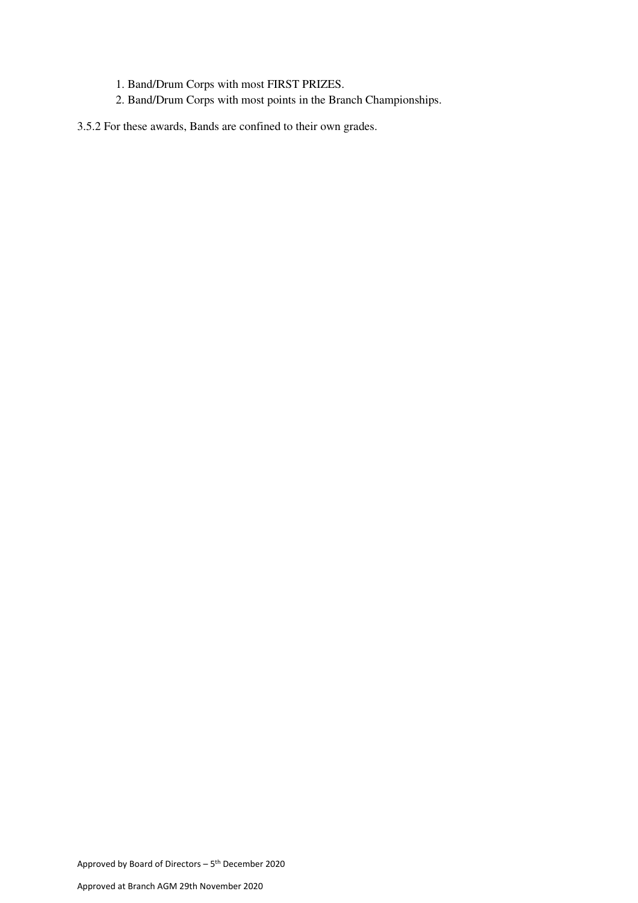1. Band/Drum Corps with most FIRST PRIZES.
2. Band/Drum Corps with most points in the Branch Championships.

3.5.2 For these awards, Bands are confined to their own grades.